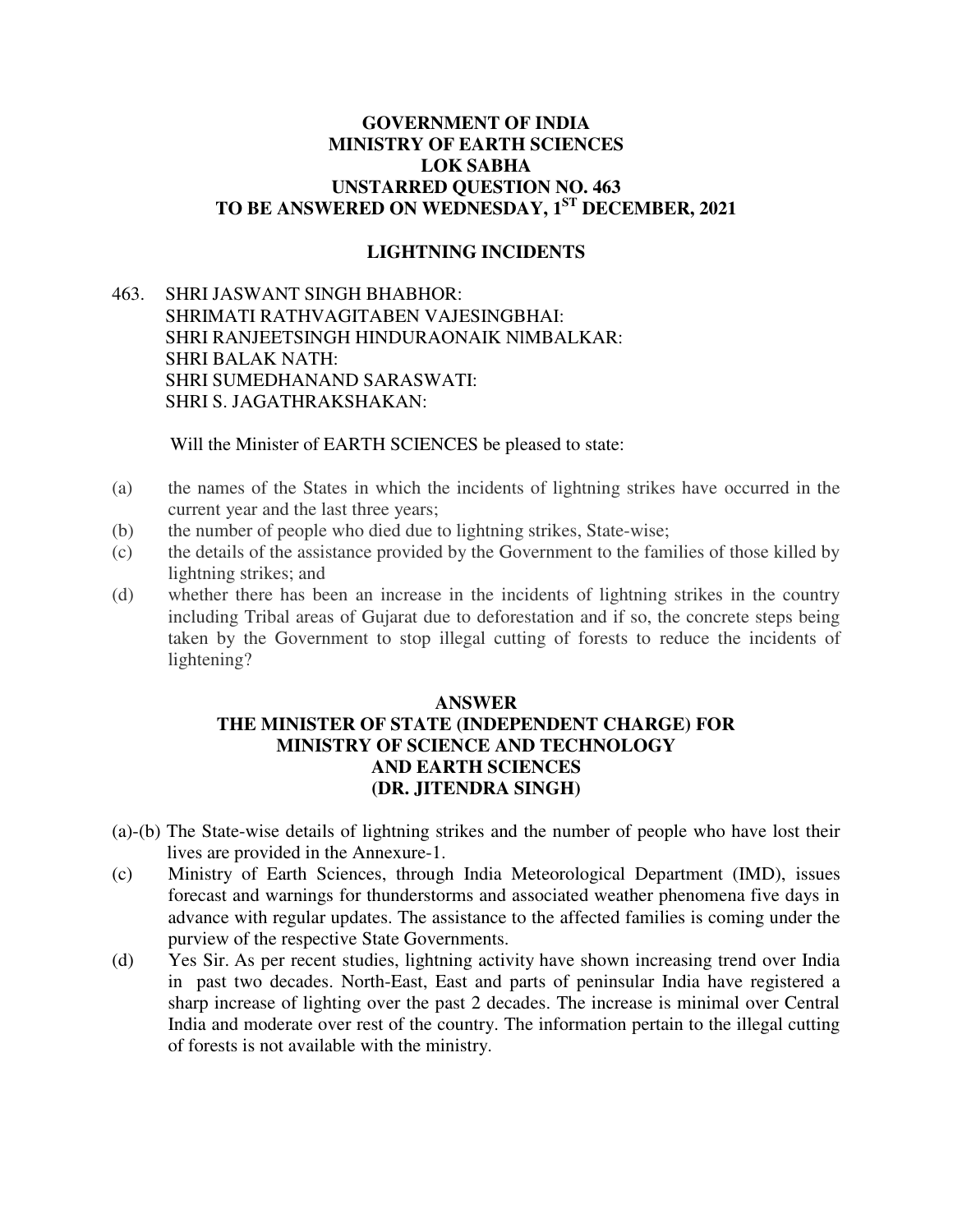**GOVERNMENT OF INDIA**
**MINISTRY OF EARTH SCIENCES**
**LOK SABHA**
**UNSTARRED QUESTION NO. 463**
**TO BE ANSWERED ON WEDNESDAY, 1ST DECEMBER, 2021**

**LIGHTNING INCIDENTS**

463. SHRI JASWANT SINGH BHABHOR:
SHRIMATI RATHVAGITABEN VAJESINGBHAI:
SHRI RANJEETSINGH HINDURAONAIK NIMBALKAR:
SHRI BALAK NATH:
SHRI SUMEDHANAND SARASWATI:
SHRI S. JAGATHRAKSHAKAN:

Will the Minister of EARTH SCIENCES be pleased to state:

(a) the names of the States in which the incidents of lightning strikes have occurred in the current year and the last three years;
(b) the number of people who died due to lightning strikes, State-wise;
(c) the details of the assistance provided by the Government to the families of those killed by lightning strikes; and
(d) whether there has been an increase in the incidents of lightning strikes in the country including Tribal areas of Gujarat due to deforestation and if so, the concrete steps being taken by the Government to stop illegal cutting of forests to reduce the incidents of lightening?

**ANSWER**
**THE MINISTER OF STATE (INDEPENDENT CHARGE) FOR MINISTRY OF SCIENCE AND TECHNOLOGY AND EARTH SCIENCES**
**(DR. JITENDRA SINGH)**

(a)-(b) The State-wise details of lightning strikes and the number of people who have lost their lives are provided in the Annexure-1.

(c) Ministry of Earth Sciences, through India Meteorological Department (IMD), issues forecast and warnings for thunderstorms and associated weather phenomena five days in advance with regular updates. The assistance to the affected families is coming under the purview of the respective State Governments.

(d) Yes Sir. As per recent studies, lightning activity have shown increasing trend over India in past two decades. North-East, East and parts of peninsular India have registered a sharp increase of lighting over the past 2 decades. The increase is minimal over Central India and moderate over rest of the country. The information pertain to the illegal cutting of forests is not available with the ministry.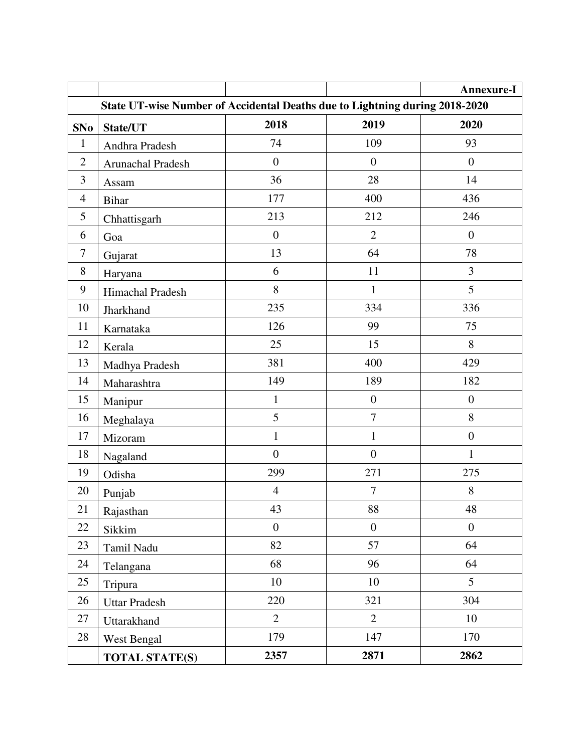**Annexure-I**

**State UT-wise Number of Accidental Deaths due to Lightning during 2018-2020**

| SNo | State/UT | 2018 | 2019 | 2020 |
|---|---|---|---|---|
| 1 | Andhra Pradesh | 74 | 109 | 93 |
| 2 | Arunachal Pradesh | 0 | 0 | 0 |
| 3 | Assam | 36 | 28 | 14 |
| 4 | Bihar | 177 | 400 | 436 |
| 5 | Chhattisgarh | 213 | 212 | 246 |
| 6 | Goa | 0 | 2 | 0 |
| 7 | Gujarat | 13 | 64 | 78 |
| 8 | Haryana | 6 | 11 | 3 |
| 9 | Himachal Pradesh | 8 | 1 | 5 |
| 10 | Jharkhand | 235 | 334 | 336 |
| 11 | Karnataka | 126 | 99 | 75 |
| 12 | Kerala | 25 | 15 | 8 |
| 13 | Madhya Pradesh | 381 | 400 | 429 |
| 14 | Maharashtra | 149 | 189 | 182 |
| 15 | Manipur | 1 | 0 | 0 |
| 16 | Meghalaya | 5 | 7 | 8 |
| 17 | Mizoram | 1 | 1 | 0 |
| 18 | Nagaland | 0 | 0 | 1 |
| 19 | Odisha | 299 | 271 | 275 |
| 20 | Punjab | 4 | 7 | 8 |
| 21 | Rajasthan | 43 | 88 | 48 |
| 22 | Sikkim | 0 | 0 | 0 |
| 23 | Tamil Nadu | 82 | 57 | 64 |
| 24 | Telangana | 68 | 96 | 64 |
| 25 | Tripura | 10 | 10 | 5 |
| 26 | Uttar Pradesh | 220 | 321 | 304 |
| 27 | Uttarakhand | 2 | 2 | 10 |
| 28 | West Bengal | 179 | 147 | 170 |
| | **TOTAL STATE(S)** | **2357** | **2871** | **2862** |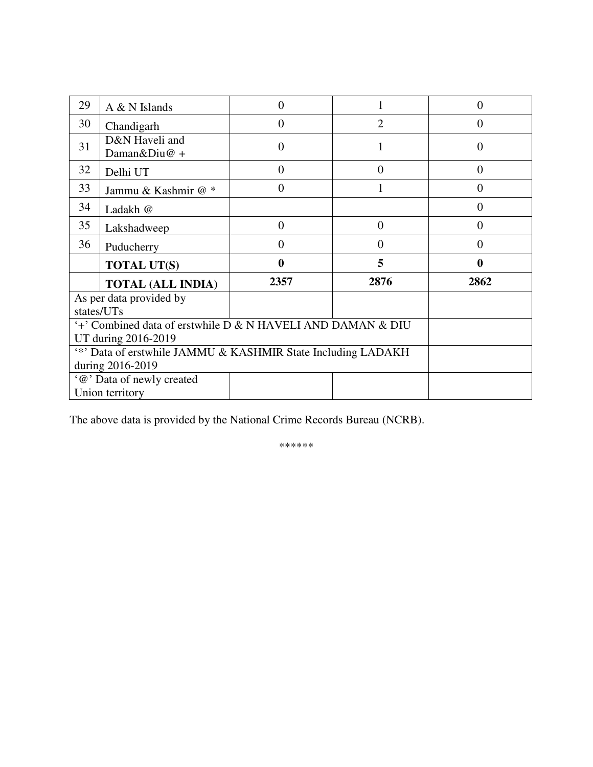| | | | | |
|---|---|---|---|---|
| 29 | A & N Islands | 0 | 1 | 0 |
| 30 | Chandigarh | 0 | 2 | 0 |
| 31 | D&N Haveli and Daman&Diu@ + | 0 | 1 | 0 |
| 32 | Delhi UT | 0 | 0 | 0 |
| 33 | Jammu & Kashmir @ * | 0 | 1 | 0 |
| 34 | Ladakh @ | | | 0 |
| 35 | Lakshadweep | 0 | 0 | 0 |
| 36 | Puducherry | 0 | 0 | 0 |
| | **TOTAL UT(S)** | **0** | **5** | **0** |
| | **TOTAL (ALL INDIA)** | **2357** | **2876** | **2862** |
| As per data provided by states/UTs | | | | |
| '+' Combined data of erstwhile D & N HAVELI AND DAMAN & DIU UT during 2016-2019 | | | | |
| '*' Data of erstwhile JAMMU & KASHMIR State Including LADAKH during 2016-2019 | | | | |
| '@' Data of newly created Union territory | | | | |

The above data is provided by the National Crime Records Bureau (NCRB).

******